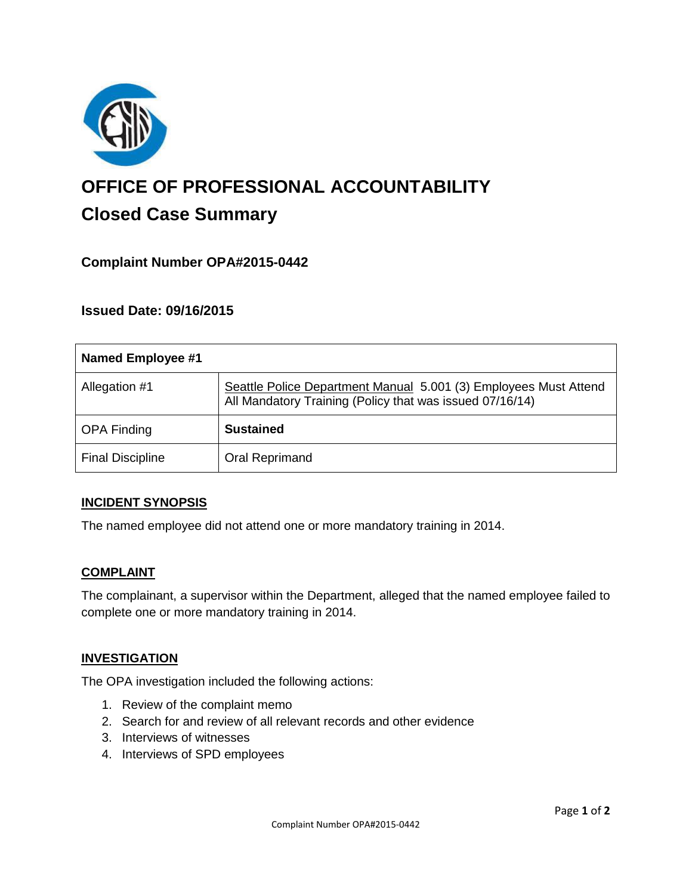# OFFICE OF PROFESSIONAL ACCOUNTABILITY

## Closed Case Summary

### Complaint Number OPA#2015-0442

### Issued Date: 09/16/2015

| **Named Employee #1** | |
|---|---|
| Allegation #1 | Seattle Police Department Manual 5.001 (3) Employees Must Attend All Mandatory Training (Policy that was issued 07/16/14) |
| OPA Finding | **Sustained** |
| Final Discipline | Oral Reprimand |

**INCIDENT SYNOPSIS**

The named employee did not attend one or more mandatory training in 2014.

**COMPLAINT**

The complainant, a supervisor within the Department, alleged that the named employee failed to complete one or more mandatory training in 2014.

**INVESTIGATION**

The OPA investigation included the following actions:

1. Review of the complaint memo
2. Search for and review of all relevant records and other evidence
3. Interviews of witnesses
4. Interviews of SPD employees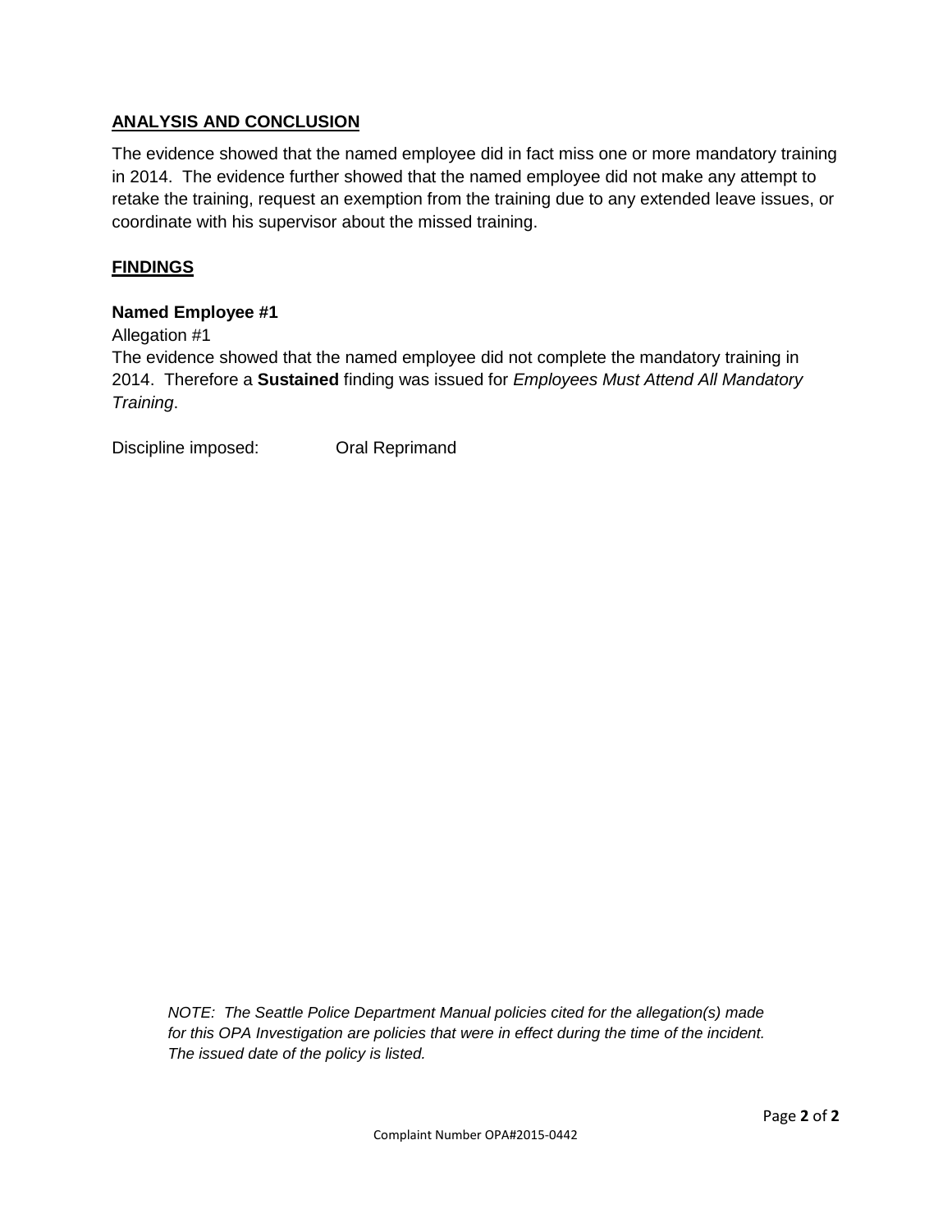## ANALYSIS AND CONCLUSION

The evidence showed that the named employee did in fact miss one or more mandatory training in 2014. The evidence further showed that the named employee did not make any attempt to retake the training, request an exemption from the training due to any extended leave issues, or coordinate with his supervisor about the missed training.

## FINDINGS

**Named Employee #1**

Allegation #1

The evidence showed that the named employee did not complete the mandatory training in 2014. Therefore a **Sustained** finding was issued for *Employees Must Attend All Mandatory Training*.

Discipline imposed: Oral Reprimand

*NOTE: The Seattle Police Department Manual policies cited for the allegation(s) made for this OPA Investigation are policies that were in effect during the time of the incident. The issued date of the policy is listed.*

Complaint Number OPA#2015-0442